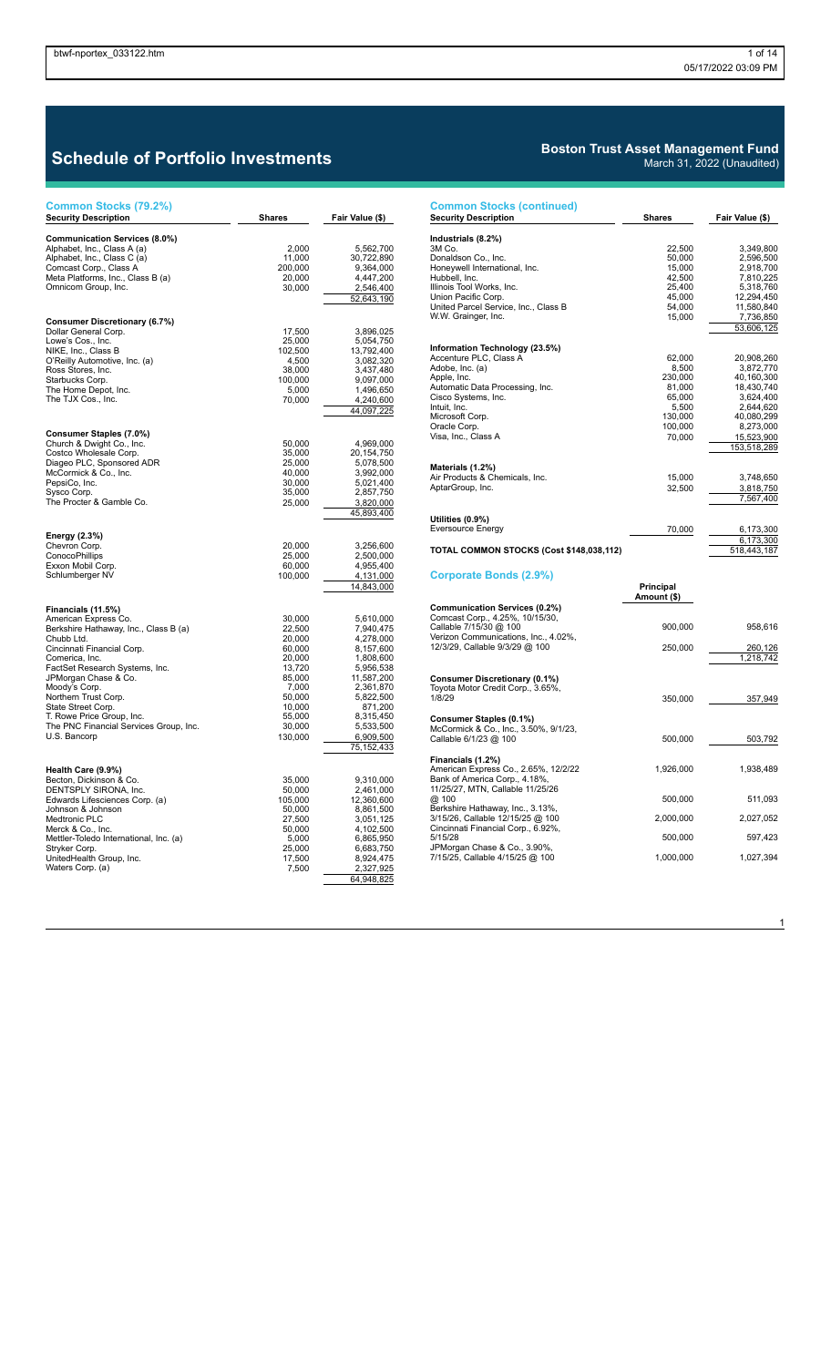# Schedule of Portfolio Investments

**Boston Trust Asset Management Fund**
March 31, 2022 (Unaudited)

## Common Stocks (79.2%)

| Security Description | Shares | Fair Value ($) |
|---|---|---|
| **Communication Services (8.0%)** | | |
| Alphabet, Inc., Class A (a) | 2,000 | 5,562,700 |
| Alphabet, Inc., Class C (a) | 11,000 | 30,722,890 |
| Comcast Corp., Class A | 200,000 | 9,364,000 |
| Meta Platforms, Inc., Class B (a) | 20,000 | 4,447,200 |
| Omnicom Group, Inc. | 30,000 | 2,546,400 |
| | | 52,643,190 |
| **Consumer Discretionary (6.7%)** | | |
| Dollar General Corp. | 17,500 | 3,896,025 |
| Lowe's Cos., Inc. | 25,000 | 5,054,750 |
| NIKE, Inc., Class B | 102,500 | 13,792,400 |
| O'Reilly Automotive, Inc. (a) | 4,500 | 3,082,320 |
| Ross Stores, Inc. | 38,000 | 3,437,480 |
| Starbucks Corp. | 100,000 | 9,097,000 |
| The Home Depot, Inc. | 5,000 | 1,496,650 |
| The TJX Cos., Inc. | 70,000 | 4,240,600 |
| | | 44,097,225 |
| **Consumer Staples (7.0%)** | | |
| Church & Dwight Co., Inc. | 50,000 | 4,969,000 |
| Costco Wholesale Corp. | 35,000 | 20,154,750 |
| Diageo PLC, Sponsored ADR | 25,000 | 5,078,500 |
| McCormick & Co., Inc. | 40,000 | 3,992,000 |
| PepsiCo, Inc. | 30,000 | 5,021,400 |
| Sysco Corp. | 35,000 | 2,857,750 |
| The Procter & Gamble Co. | 25,000 | 3,820,000 |
| | | 45,893,400 |
| **Energy (2.3%)** | | |
| Chevron Corp. | 20,000 | 3,256,600 |
| ConocoPhillips | 25,000 | 2,500,000 |
| Exxon Mobil Corp. | 60,000 | 4,955,400 |
| Schlumberger NV | 100,000 | 4,131,000 |
| | | 14,843,000 |
| **Financials (11.5%)** | | |
| American Express Co. | 30,000 | 5,610,000 |
| Berkshire Hathaway, Inc., Class B (a) | 22,500 | 7,940,475 |
| Chubb Ltd. | 20,000 | 4,278,000 |
| Cincinnati Financial Corp. | 60,000 | 8,157,600 |
| Comerica, Inc. | 20,000 | 1,808,600 |
| FactSet Research Systems, Inc. | 13,720 | 5,956,538 |
| JPMorgan Chase & Co. | 85,000 | 11,587,200 |
| Moody's Corp. | 7,000 | 2,361,870 |
| Northern Trust Corp. | 50,000 | 5,822,500 |
| State Street Corp. | 10,000 | 871,200 |
| T. Rowe Price Group, Inc. | 55,000 | 8,315,450 |
| The PNC Financial Services Group, Inc. | 30,000 | 5,533,500 |
| U.S. Bancorp | 130,000 | 6,909,500 |
| | | 75,152,433 |
| **Health Care (9.9%)** | | |
| Becton, Dickinson & Co. | 35,000 | 9,310,000 |
| DENTSPLY SIRONA, Inc. | 50,000 | 2,461,000 |
| Edwards Lifesciences Corp. (a) | 105,000 | 12,360,600 |
| Johnson & Johnson | 50,000 | 8,861,500 |
| Medtronic PLC | 27,500 | 3,051,125 |
| Merck & Co., Inc. | 50,000 | 4,102,500 |
| Mettler-Toledo International, Inc. (a) | 5,000 | 6,865,950 |
| Stryker Corp. | 25,000 | 6,683,750 |
| UnitedHealth Group, Inc. | 17,500 | 8,924,475 |
| Waters Corp. (a) | 7,500 | 2,327,925 |
| | | 64,948,825 |

## Common Stocks (continued)

| Security Description | Shares | Fair Value ($) |
|---|---|---|
| **Industrials (8.2%)** | | |
| 3M Co. | 22,500 | 3,349,800 |
| Donaldson Co., Inc. | 50,000 | 2,596,500 |
| Honeywell International, Inc. | 15,000 | 2,918,700 |
| Hubbell, Inc. | 42,500 | 7,810,225 |
| Illinois Tool Works, Inc. | 25,400 | 5,318,760 |
| Union Pacific Corp. | 45,000 | 12,294,450 |
| United Parcel Service, Inc., Class B | 54,000 | 11,580,840 |
| W.W. Grainger, Inc. | 15,000 | 7,736,850 |
| | | 53,606,125 |
| **Information Technology (23.5%)** | | |
| Accenture PLC, Class A | 62,000 | 20,908,260 |
| Adobe, Inc. (a) | 8,500 | 3,872,770 |
| Apple, Inc. | 230,000 | 40,160,300 |
| Automatic Data Processing, Inc. | 81,000 | 18,430,740 |
| Cisco Systems, Inc. | 65,000 | 3,624,400 |
| Intuit, Inc. | 5,500 | 2,644,620 |
| Microsoft Corp. | 130,000 | 40,080,299 |
| Oracle Corp. | 100,000 | 8,273,000 |
| Visa, Inc., Class A | 70,000 | 15,523,900 |
| | | 153,518,289 |
| **Materials (1.2%)** | | |
| Air Products & Chemicals, Inc. | 15,000 | 3,748,650 |
| AptarGroup, Inc. | 32,500 | 3,818,750 |
| | | 7,567,400 |
| **Utilities (0.9%)** | | |
| Eversource Energy | 70,000 | 6,173,300 |
| | | 6,173,300 |
| **TOTAL COMMON STOCKS (Cost $148,038,112)** | | 518,443,187 |

## Corporate Bonds (2.9%)

| Security Description | Principal Amount ($) | Fair Value ($) |
|---|---|---|
| **Communication Services (0.2%)** | | |
| Comcast Corp., 4.25%, 10/15/30, Callable 7/15/30 @ 100 | 900,000 | 958,616 |
| Verizon Communications, Inc., 4.02%, 12/3/29, Callable 9/3/29 @ 100 | 250,000 | 260,126 |
| | | 1,218,742 |
| **Consumer Discretionary (0.1%)** | | |
| Toyota Motor Credit Corp., 3.65%, 1/8/29 | 350,000 | 357,949 |
| **Consumer Staples (0.1%)** | | |
| McCormick & Co., Inc., 3.50%, 9/1/23, Callable 6/1/23 @ 100 | 500,000 | 503,792 |
| **Financials (1.2%)** | | |
| American Express Co., 2.65%, 12/2/22 | 1,926,000 | 1,938,489 |
| Bank of America Corp., 4.18%, 11/25/27, MTN, Callable 11/25/26 @ 100 | 500,000 | 511,093 |
| Berkshire Hathaway, Inc., 3.13%, 3/15/26, Callable 12/15/25 @ 100 | 2,000,000 | 2,027,052 |
| Cincinnati Financial Corp., 6.92%, 5/15/28 | 500,000 | 597,423 |
| JPMorgan Chase & Co., 3.90%, 7/15/25, Callable 4/15/25 @ 100 | 1,000,000 | 1,027,394 |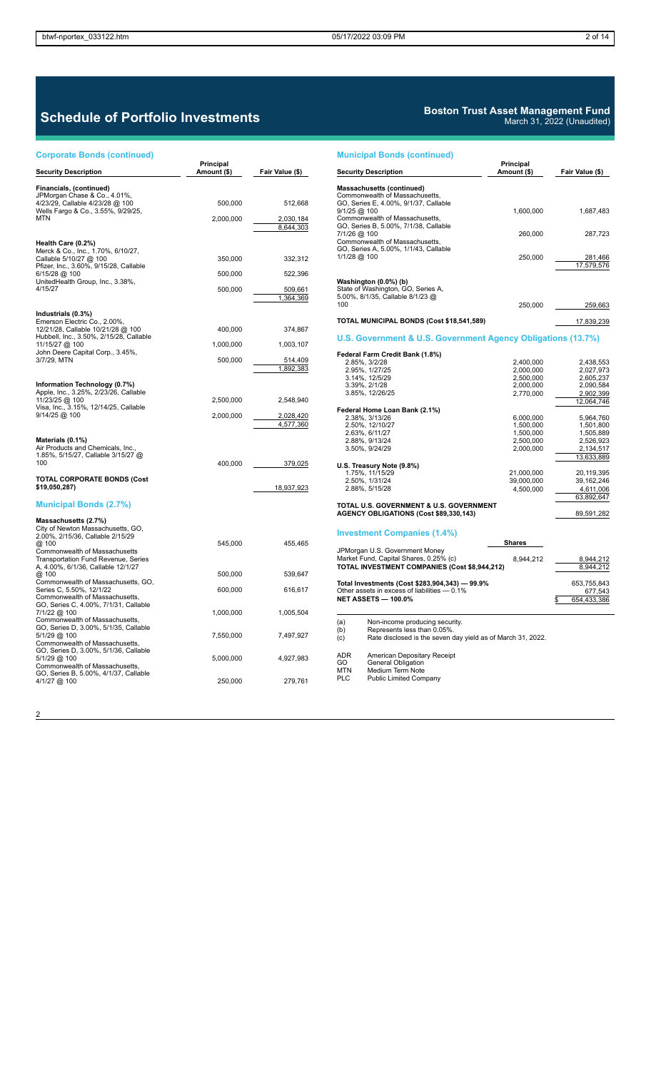# Schedule of Portfolio Investments

**Boston Trust Asset Management Fund**
March 31, 2022 (Unaudited)

## Corporate Bonds (continued)

| Security Description | Principal Amount ($) | Fair Value ($) |
|---|---|---|
| **Financials, (continued)** | | |
| JPMorgan Chase & Co., 4.01%, 4/23/29, Callable 4/23/28 @ 100 | 500,000 | 512,668 |
| Wells Fargo & Co., 3.55%, 9/29/25, MTN | 2,000,000 | 2,030,184 |
| | | 8,644,303 |
| **Health Care (0.2%)** | | |
| Merck & Co., Inc., 1.70%, 6/10/27, Callable 5/10/27 @ 100 | 350,000 | 332,312 |
| Pfizer, Inc., 3.60%, 9/15/28, Callable 6/15/28 @ 100 | 500,000 | 522,396 |
| UnitedHealth Group, Inc., 3.38%, 4/15/27 | 500,000 | 509,661 |
| | | 1,364,369 |
| **Industrials (0.3%)** | | |
| Emerson Electric Co., 2.00%, 12/21/28, Callable 10/21/28 @ 100 | 400,000 | 374,867 |
| Hubbell, Inc., 3.50%, 2/15/28, Callable 11/15/27 @ 100 | 1,000,000 | 1,003,107 |
| John Deere Capital Corp., 3.45%, 3/7/29, MTN | 500,000 | 514,409 |
| | | 1,892,383 |
| **Information Technology (0.7%)** | | |
| Apple, Inc., 3.25%, 2/23/26, Callable 11/23/25 @ 100 | 2,500,000 | 2,548,940 |
| Visa, Inc., 3.15%, 12/14/25, Callable 9/14/25 @ 100 | 2,000,000 | 2,028,420 |
| | | 4,577,360 |
| **Materials (0.1%)** | | |
| Air Products and Chemicals, Inc., 1.85%, 5/15/27, Callable 3/15/27 @ 100 | 400,000 | 379,025 |
| **TOTAL CORPORATE BONDS (Cost $19,050,287)** | | 18,937,923 |

## Municipal Bonds (2.7%)

| Security Description | Principal Amount ($) | Fair Value ($) |
|---|---|---|
| **Massachusetts (2.7%)** | | |
| City of Newton Massachusetts, GO, 2.00%, 2/15/36, Callable 2/15/29 @ 100 | 545,000 | 455,465 |
| Commonwealth of Massachusetts Transportation Fund Revenue, Series A, 4.00%, 6/1/36, Callable 12/1/27 @ 100 | 500,000 | 539,647 |
| Commonwealth of Massachusetts, GO, Series C, 5.50%, 12/1/22 | 600,000 | 616,617 |
| Commonwealth of Massachusetts, GO, Series C, 4.00%, 7/1/31, Callable 7/1/22 @ 100 | 1,000,000 | 1,005,504 |
| Commonwealth of Massachusetts, GO, Series D, 3.00%, 5/1/35, Callable 5/1/29 @ 100 | 7,550,000 | 7,497,927 |
| Commonwealth of Massachusetts, GO, Series D, 3.00%, 5/1/36, Callable 5/1/29 @ 100 | 5,000,000 | 4,927,983 |
| Commonwealth of Massachusetts, GO, Series B, 5.00%, 4/1/37, Callable 4/1/27 @ 100 | 250,000 | 279,761 |
| Commonwealth of Massachusetts, GO, Series E, 4.00%, 9/1/37, Callable 9/1/25 @ 100 | 1,600,000 | 1,687,483 |
| Commonwealth of Massachusetts, GO, Series B, 5.00%, 7/1/38, Callable 7/1/26 @ 100 | 260,000 | 287,723 |
| Commonwealth of Massachusetts, GO, Series A, 5.00%, 1/1/43, Callable 1/1/28 @ 100 | 250,000 | 281,466 |
| | | 17,579,576 |
| **Washington (0.0%) (b)** | | |
| State of Washington, GO, Series A, 5.00%, 8/1/35, Callable 8/1/23 @ 100 | 250,000 | 259,663 |
| **TOTAL MUNICIPAL BONDS (Cost $18,541,589)** | | 17,839,239 |

## U.S. Government & U.S. Government Agency Obligations (13.7%)

| Security Description | Principal Amount ($) | Fair Value ($) |
|---|---|---|
| **Federal Farm Credit Bank (1.8%)** | | |
| 2.85%, 3/2/28 | 2,400,000 | 2,438,553 |
| 2.95%, 1/27/25 | 2,000,000 | 2,027,973 |
| 3.14%, 12/5/29 | 2,500,000 | 2,605,237 |
| 3.39%, 2/1/28 | 2,000,000 | 2,090,584 |
| 3.85%, 12/26/25 | 2,770,000 | 2,902,399 |
| | | 12,064,746 |
| **Federal Home Loan Bank (2.1%)** | | |
| 2.38%, 3/13/26 | 6,000,000 | 5,964,760 |
| 2.50%, 12/10/27 | 1,500,000 | 1,501,800 |
| 2.63%, 6/11/27 | 1,500,000 | 1,505,889 |
| 2.88%, 9/13/24 | 2,500,000 | 2,526,923 |
| 3.50%, 9/24/29 | 2,000,000 | 2,134,517 |
| | | 13,633,889 |
| **U.S. Treasury Note (9.8%)** | | |
| 1.75%, 11/15/29 | 21,000,000 | 20,119,395 |
| 2.50%, 1/31/24 | 39,000,000 | 39,162,246 |
| 2.88%, 5/15/28 | 4,500,000 | 4,611,006 |
| | | 63,892,647 |
| **TOTAL U.S. GOVERNMENT & U.S. GOVERNMENT AGENCY OBLIGATIONS (Cost $89,330,143)** | | 89,591,282 |

## Investment Companies (1.4%)

| Security Description | Shares | Fair Value ($) |
|---|---|---|
| JPMorgan U.S. Government Money Market Fund, Capital Shares, 0.25% (c) | 8,944,212 | 8,944,212 |
| **TOTAL INVESTMENT COMPANIES (Cost $8,944,212)** | | 8,944,212 |
| **Total Investments (Cost $283,904,343) — 99.9%** | | 653,755,843 |
| Other assets in excess of liabilities — 0.1% | | 677,543 |
| **NET ASSETS — 100.0%** | | $ 654,433,386 |

(a) Non-income producing security.
(b) Represents less than 0.05%.
(c) Rate disclosed is the seven day yield as of March 31, 2022.

ADR American Depositary Receipt
GO General Obligation
MTN Medium Term Note
PLC Public Limited Company